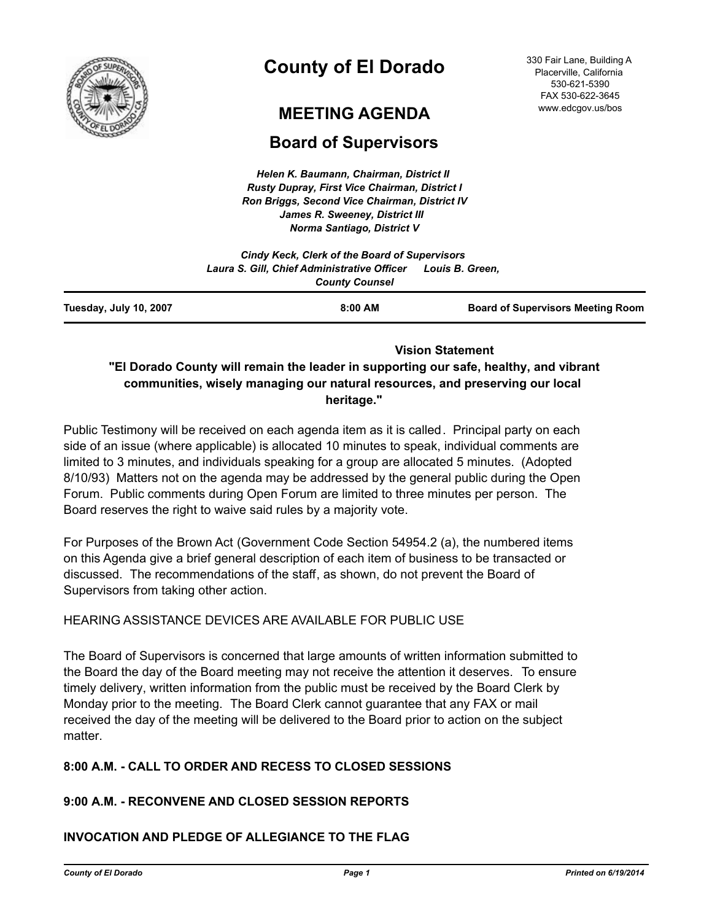# County of El Dorado

330 Fair Lane, Building A
Placerville, California
530-621-5390
FAX 530-622-3645
www.edcgov.us/bos

## MEETING AGENDA

## Board of Supervisors

*Helen K. Baumann, Chairman, District II*
*Rusty Dupray, First Vice Chairman, District I*
*Ron Briggs, Second Vice Chairman, District IV*
*James R. Sweeney, District III*
*Norma Santiago, District V*

*Cindy Keck, Clerk of the Board of Supervisors*
*Laura S. Gill, Chief Administrative Officer Louis B. Green, County Counsel*

**Tuesday, July 10, 2007** | **8:00 AM** | **Board of Supervisors Meeting Room**

**Vision Statement**

**"El Dorado County will remain the leader in supporting our safe, healthy, and vibrant communities, wisely managing our natural resources, and preserving our local heritage."**

Public Testimony will be received on each agenda item as it is called. Principal party on each side of an issue (where applicable) is allocated 10 minutes to speak, individual comments are limited to 3 minutes, and individuals speaking for a group are allocated 5 minutes. (Adopted 8/10/93) Matters not on the agenda may be addressed by the general public during the Open Forum. Public comments during Open Forum are limited to three minutes per person. The Board reserves the right to waive said rules by a majority vote.

For Purposes of the Brown Act (Government Code Section 54954.2 (a), the numbered items on this Agenda give a brief general description of each item of business to be transacted or discussed. The recommendations of the staff, as shown, do not prevent the Board of Supervisors from taking other action.

HEARING ASSISTANCE DEVICES ARE AVAILABLE FOR PUBLIC USE

The Board of Supervisors is concerned that large amounts of written information submitted to the Board the day of the Board meeting may not receive the attention it deserves. To ensure timely delivery, written information from the public must be received by the Board Clerk by Monday prior to the meeting. The Board Clerk cannot guarantee that any FAX or mail received the day of the meeting will be delivered to the Board prior to action on the subject matter.

**8:00 A.M. - CALL TO ORDER AND RECESS TO CLOSED SESSIONS**

**9:00 A.M. - RECONVENE AND CLOSED SESSION REPORTS**

**INVOCATION AND PLEDGE OF ALLEGIANCE TO THE FLAG**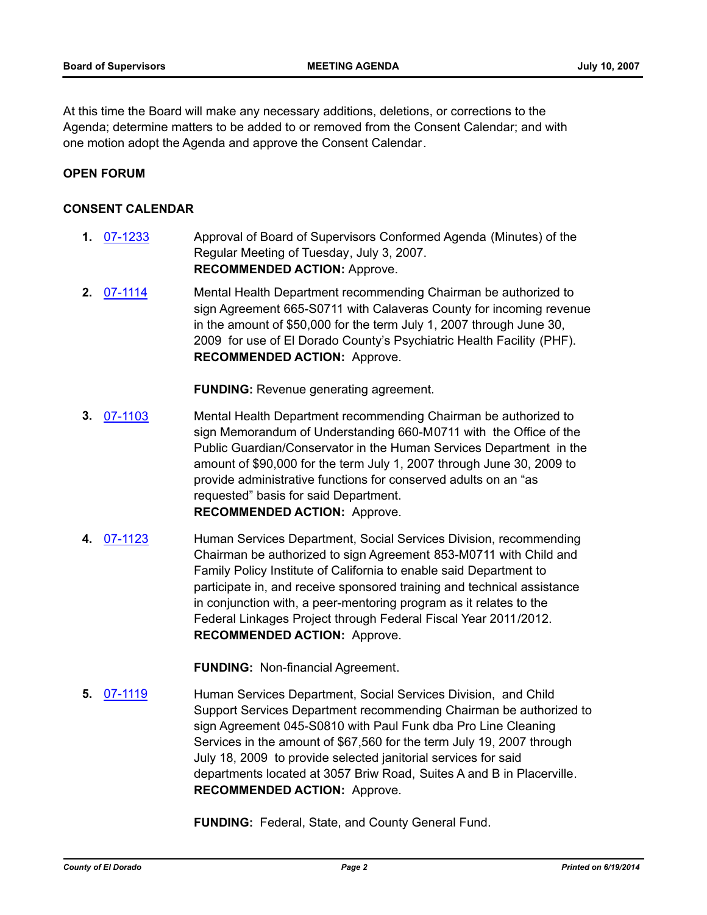At this time the Board will make any necessary additions, deletions, or corrections to the Agenda; determine matters to be added to or removed from the Consent Calendar; and with one motion adopt the Agenda and approve the Consent Calendar.

**OPEN FORUM**

**CONSENT CALENDAR**

**1.** 07-1233 Approval of Board of Supervisors Conformed Agenda (Minutes) of the Regular Meeting of Tuesday, July 3, 2007.
**RECOMMENDED ACTION:** Approve.

**2.** 07-1114 Mental Health Department recommending Chairman be authorized to sign Agreement 665-S0711 with Calaveras County for incoming revenue in the amount of $50,000 for the term July 1, 2007 through June 30, 2009 for use of El Dorado County's Psychiatric Health Facility (PHF).
**RECOMMENDED ACTION:** Approve.

**FUNDING:** Revenue generating agreement.

**3.** 07-1103 Mental Health Department recommending Chairman be authorized to sign Memorandum of Understanding 660-M0711 with the Office of the Public Guardian/Conservator in the Human Services Department in the amount of $90,000 for the term July 1, 2007 through June 30, 2009 to provide administrative functions for conserved adults on an "as requested" basis for said Department.
**RECOMMENDED ACTION:** Approve.

**4.** 07-1123 Human Services Department, Social Services Division, recommending Chairman be authorized to sign Agreement 853-M0711 with Child and Family Policy Institute of California to enable said Department to participate in, and receive sponsored training and technical assistance in conjunction with, a peer-mentoring program as it relates to the Federal Linkages Project through Federal Fiscal Year 2011/2012.
**RECOMMENDED ACTION:** Approve.

**FUNDING:** Non-financial Agreement.

**5.** 07-1119 Human Services Department, Social Services Division, and Child Support Services Department recommending Chairman be authorized to sign Agreement 045-S0810 with Paul Funk dba Pro Line Cleaning Services in the amount of $67,560 for the term July 19, 2007 through July 18, 2009 to provide selected janitorial services for said departments located at 3057 Briw Road, Suites A and B in Placerville.
**RECOMMENDED ACTION:** Approve.

**FUNDING:** Federal, State, and County General Fund.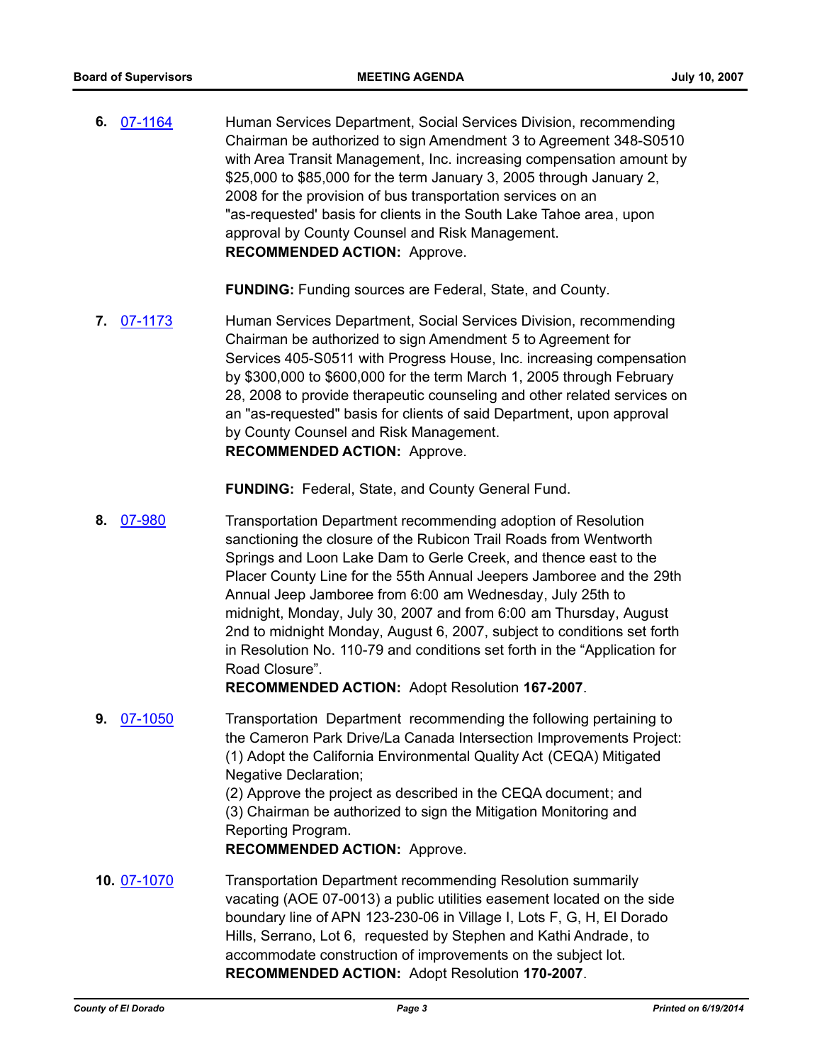6. 07-1164 Human Services Department, Social Services Division, recommending Chairman be authorized to sign Amendment 3 to Agreement 348-S0510 with Area Transit Management, Inc. increasing compensation amount by $25,000 to $85,000 for the term January 3, 2005 through January 2, 2008 for the provision of bus transportation services on an "as-requested' basis for clients in the South Lake Tahoe area, upon approval by County Counsel and Risk Management.
**RECOMMENDED ACTION:** Approve.

**FUNDING:** Funding sources are Federal, State, and County.

7. 07-1173 Human Services Department, Social Services Division, recommending Chairman be authorized to sign Amendment 5 to Agreement for Services 405-S0511 with Progress House, Inc. increasing compensation by $300,000 to $600,000 for the term March 1, 2005 through February 28, 2008 to provide therapeutic counseling and other related services on an "as-requested" basis for clients of said Department, upon approval by County Counsel and Risk Management.
**RECOMMENDED ACTION:** Approve.

**FUNDING:** Federal, State, and County General Fund.

8. 07-980 Transportation Department recommending adoption of Resolution sanctioning the closure of the Rubicon Trail Roads from Wentworth Springs and Loon Lake Dam to Gerle Creek, and thence east to the Placer County Line for the 55th Annual Jeepers Jamboree and the 29th Annual Jeep Jamboree from 6:00 am Wednesday, July 25th to midnight, Monday, July 30, 2007 and from 6:00 am Thursday, August 2nd to midnight Monday, August 6, 2007, subject to conditions set forth in Resolution No. 110-79 and conditions set forth in the "Application for Road Closure".
**RECOMMENDED ACTION:** Adopt Resolution **167-2007**.

9. 07-1050 Transportation Department recommending the following pertaining to the Cameron Park Drive/La Canada Intersection Improvements Project:
(1) Adopt the California Environmental Quality Act (CEQA) Mitigated Negative Declaration;
(2) Approve the project as described in the CEQA document; and
(3) Chairman be authorized to sign the Mitigation Monitoring and Reporting Program.
**RECOMMENDED ACTION:** Approve.

10. 07-1070 Transportation Department recommending Resolution summarily vacating (AOE 07-0013) a public utilities easement located on the side boundary line of APN 123-230-06 in Village I, Lots F, G, H, El Dorado Hills, Serrano, Lot 6, requested by Stephen and Kathi Andrade, to accommodate construction of improvements on the subject lot.
**RECOMMENDED ACTION:** Adopt Resolution **170-2007**.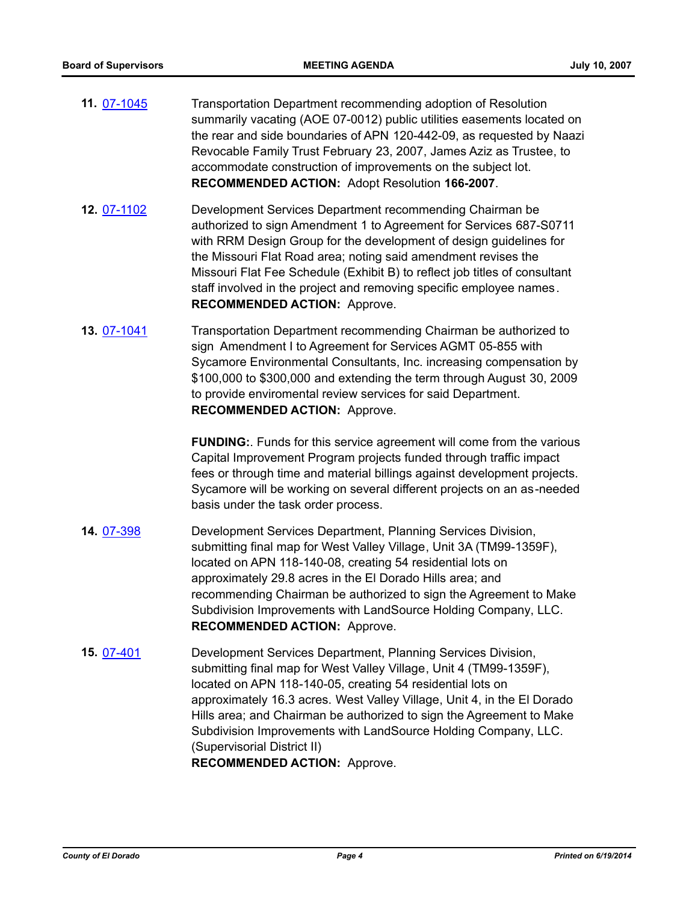**11.** 07-1045 Transportation Department recommending adoption of Resolution summarily vacating (AOE 07-0012) public utilities easements located on the rear and side boundaries of APN 120-442-09, as requested by Naazi Revocable Family Trust February 23, 2007, James Aziz as Trustee, to accommodate construction of improvements on the subject lot.
**RECOMMENDED ACTION:** Adopt Resolution **166-2007**.

**12.** 07-1102 Development Services Department recommending Chairman be authorized to sign Amendment 1 to Agreement for Services 687-S0711 with RRM Design Group for the development of design guidelines for the Missouri Flat Road area; noting said amendment revises the Missouri Flat Fee Schedule (Exhibit B) to reflect job titles of consultant staff involved in the project and removing specific employee names.
**RECOMMENDED ACTION:** Approve.

**13.** 07-1041 Transportation Department recommending Chairman be authorized to sign Amendment I to Agreement for Services AGMT 05-855 with Sycamore Environmental Consultants, Inc. increasing compensation by $100,000 to $300,000 and extending the term through August 30, 2009 to provide enviromental review services for said Department.
**RECOMMENDED ACTION:** Approve.

**FUNDING:**. Funds for this service agreement will come from the various Capital Improvement Program projects funded through traffic impact fees or through time and material billings against development projects. Sycamore will be working on several different projects on an as-needed basis under the task order process.

**14.** 07-398 Development Services Department, Planning Services Division, submitting final map for West Valley Village, Unit 3A (TM99-1359F), located on APN 118-140-08, creating 54 residential lots on approximately 29.8 acres in the El Dorado Hills area; and recommending Chairman be authorized to sign the Agreement to Make Subdivision Improvements with LandSource Holding Company, LLC.
**RECOMMENDED ACTION:** Approve.

**15.** 07-401 Development Services Department, Planning Services Division, submitting final map for West Valley Village, Unit 4 (TM99-1359F), located on APN 118-140-05, creating 54 residential lots on approximately 16.3 acres. West Valley Village, Unit 4, in the El Dorado Hills area; and Chairman be authorized to sign the Agreement to Make Subdivision Improvements with LandSource Holding Company, LLC. (Supervisorial District II)
**RECOMMENDED ACTION:** Approve.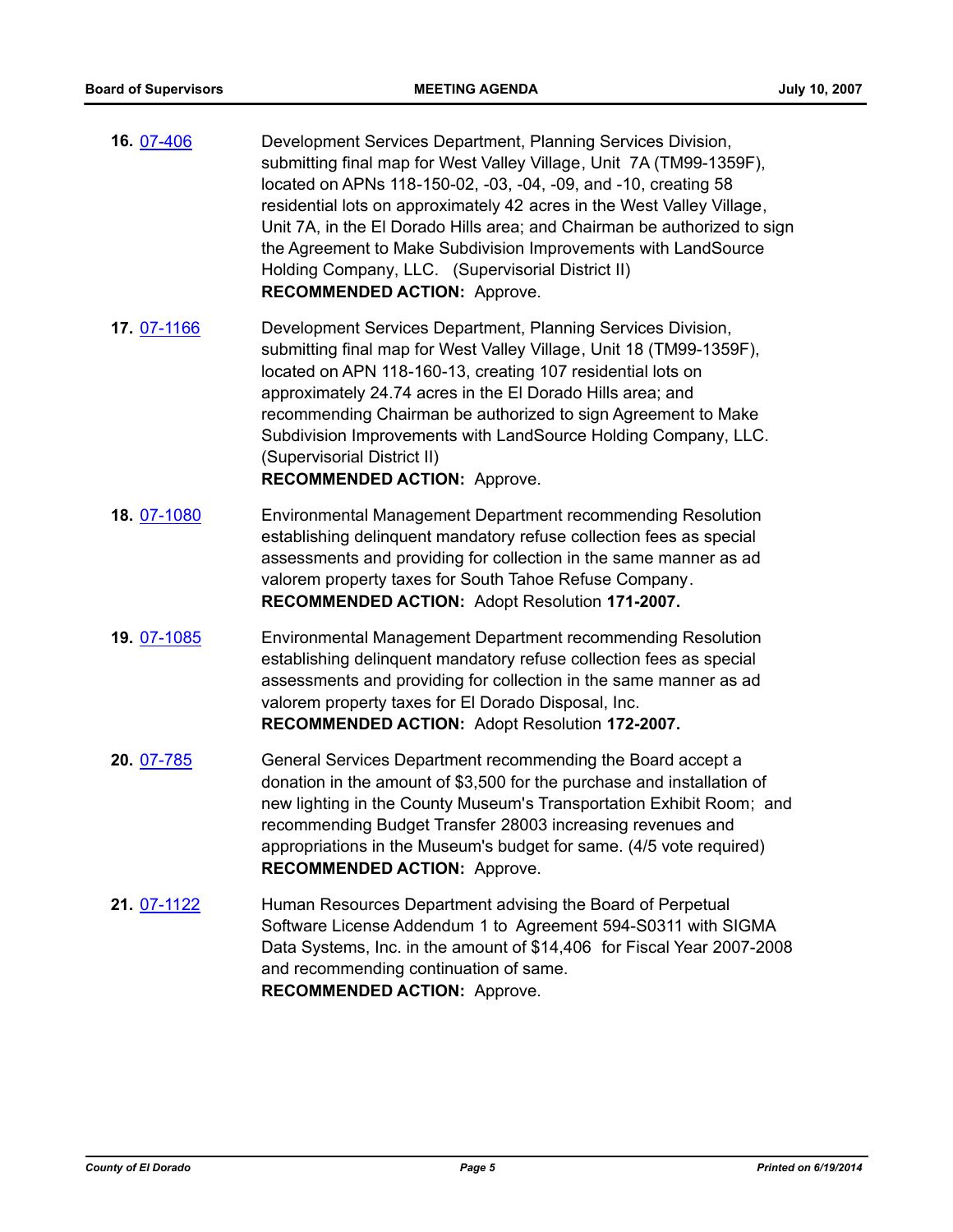**16.** 07-406 Development Services Department, Planning Services Division, submitting final map for West Valley Village, Unit 7A (TM99-1359F), located on APNs 118-150-02, -03, -04, -09, and -10, creating 58 residential lots on approximately 42 acres in the West Valley Village, Unit 7A, in the El Dorado Hills area; and Chairman be authorized to sign the Agreement to Make Subdivision Improvements with LandSource Holding Company, LLC. (Supervisorial District II)
**RECOMMENDED ACTION:** Approve.

**17.** 07-1166 Development Services Department, Planning Services Division, submitting final map for West Valley Village, Unit 18 (TM99-1359F), located on APN 118-160-13, creating 107 residential lots on approximately 24.74 acres in the El Dorado Hills area; and recommending Chairman be authorized to sign Agreement to Make Subdivision Improvements with LandSource Holding Company, LLC. (Supervisorial District II)
**RECOMMENDED ACTION:** Approve.

**18.** 07-1080 Environmental Management Department recommending Resolution establishing delinquent mandatory refuse collection fees as special assessments and providing for collection in the same manner as ad valorem property taxes for South Tahoe Refuse Company.
**RECOMMENDED ACTION:** Adopt Resolution **171-2007.**

**19.** 07-1085 Environmental Management Department recommending Resolution establishing delinquent mandatory refuse collection fees as special assessments and providing for collection in the same manner as ad valorem property taxes for El Dorado Disposal, Inc.
**RECOMMENDED ACTION:** Adopt Resolution **172-2007.**

**20.** 07-785 General Services Department recommending the Board accept a donation in the amount of $3,500 for the purchase and installation of new lighting in the County Museum's Transportation Exhibit Room; and recommending Budget Transfer 28003 increasing revenues and appropriations in the Museum's budget for same. (4/5 vote required)
**RECOMMENDED ACTION:** Approve.

**21.** 07-1122 Human Resources Department advising the Board of Perpetual Software License Addendum 1 to Agreement 594-S0311 with SIGMA Data Systems, Inc. in the amount of $14,406 for Fiscal Year 2007-2008 and recommending continuation of same.
**RECOMMENDED ACTION:** Approve.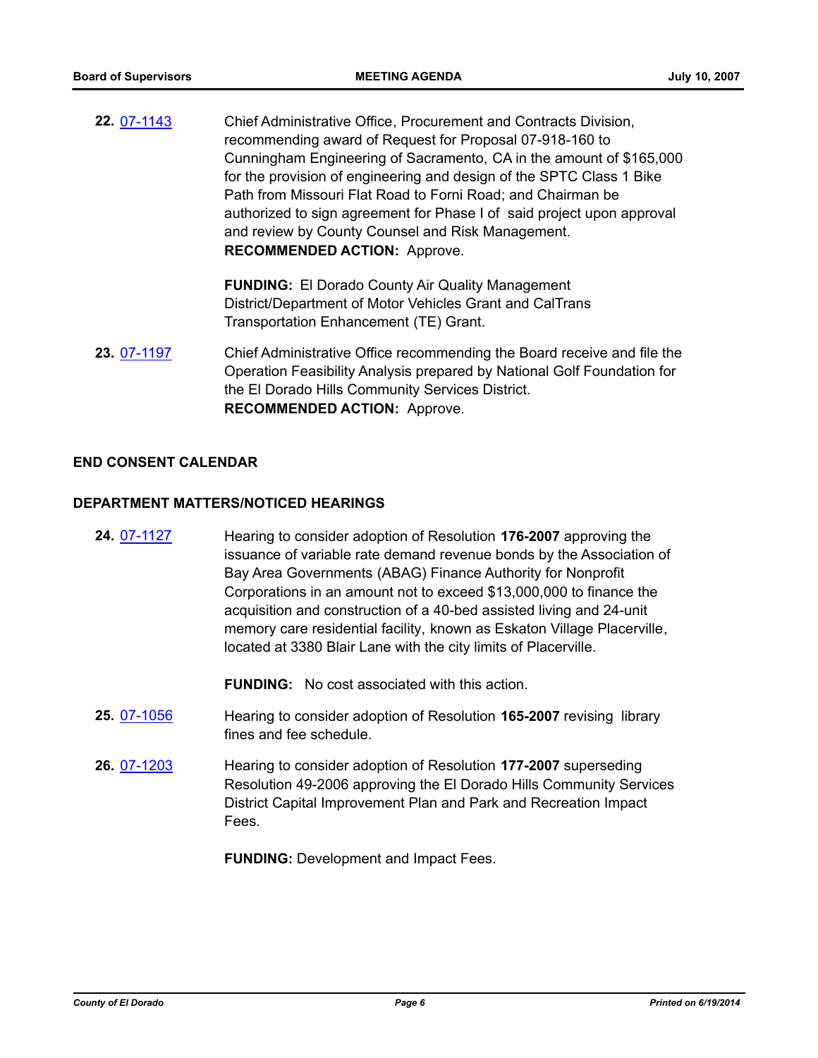**22.** [07-1143] Chief Administrative Office, Procurement and Contracts Division, recommending award of Request for Proposal 07-918-160 to Cunningham Engineering of Sacramento, CA in the amount of $165,000 for the provision of engineering and design of the SPTC Class 1 Bike Path from Missouri Flat Road to Forni Road; and Chairman be authorized to sign agreement for Phase I of said project upon approval and review by County Counsel and Risk Management.
**RECOMMENDED ACTION:** Approve.

**FUNDING:** El Dorado County Air Quality Management District/Department of Motor Vehicles Grant and CalTrans Transportation Enhancement (TE) Grant.

**23.** [07-1197] Chief Administrative Office recommending the Board receive and file the Operation Feasibility Analysis prepared by National Golf Foundation for the El Dorado Hills Community Services District.
**RECOMMENDED ACTION:** Approve.

**END CONSENT CALENDAR**

**DEPARTMENT MATTERS/NOTICED HEARINGS**

**24.** [07-1127] Hearing to consider adoption of Resolution **176-2007** approving the issuance of variable rate demand revenue bonds by the Association of Bay Area Governments (ABAG) Finance Authority for Nonprofit Corporations in an amount not to exceed $13,000,000 to finance the acquisition and construction of a 40-bed assisted living and 24-unit memory care residential facility, known as Eskaton Village Placerville, located at 3380 Blair Lane with the city limits of Placerville.

**FUNDING:** No cost associated with this action.

**25.** [07-1056] Hearing to consider adoption of Resolution **165-2007** revising library fines and fee schedule.

**26.** [07-1203] Hearing to consider adoption of Resolution **177-2007** superseding Resolution 49-2006 approving the El Dorado Hills Community Services District Capital Improvement Plan and Park and Recreation Impact Fees.

**FUNDING:** Development and Impact Fees.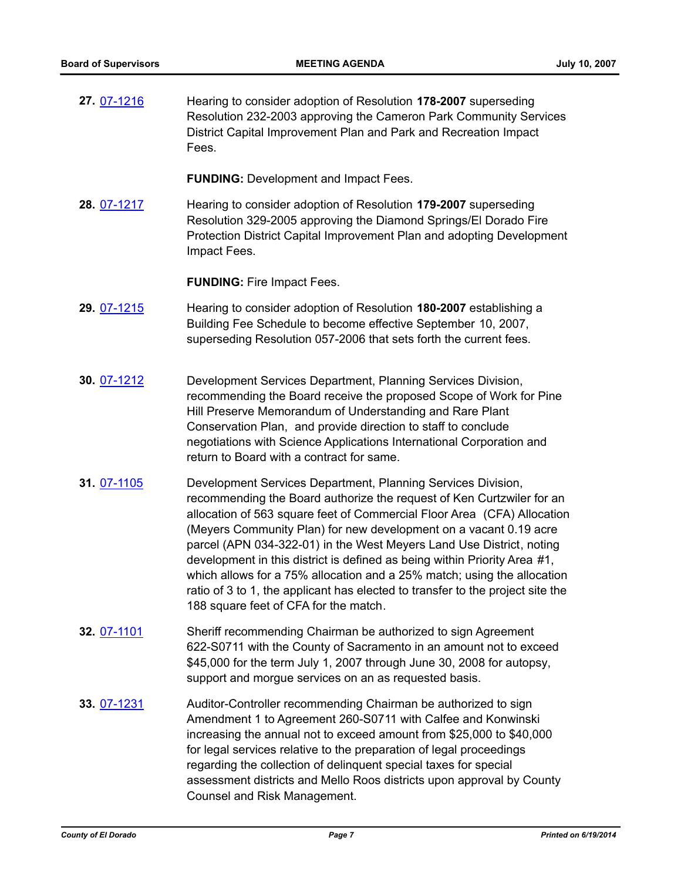**27.** 07-1216 Hearing to consider adoption of Resolution **178-2007** superseding Resolution 232-2003 approving the Cameron Park Community Services District Capital Improvement Plan and Park and Recreation Impact Fees.

**FUNDING:** Development and Impact Fees.

**28.** 07-1217 Hearing to consider adoption of Resolution **179-2007** superseding Resolution 329-2005 approving the Diamond Springs/El Dorado Fire Protection District Capital Improvement Plan and adopting Development Impact Fees.

**FUNDING:** Fire Impact Fees.

**29.** 07-1215 Hearing to consider adoption of Resolution **180-2007** establishing a Building Fee Schedule to become effective September 10, 2007, superseding Resolution 057-2006 that sets forth the current fees.

**30.** 07-1212 Development Services Department, Planning Services Division, recommending the Board receive the proposed Scope of Work for Pine Hill Preserve Memorandum of Understanding and Rare Plant Conservation Plan, and provide direction to staff to conclude negotiations with Science Applications International Corporation and return to Board with a contract for same.

**31.** 07-1105 Development Services Department, Planning Services Division, recommending the Board authorize the request of Ken Curtzwiler for an allocation of 563 square feet of Commercial Floor Area (CFA) Allocation (Meyers Community Plan) for new development on a vacant 0.19 acre parcel (APN 034-322-01) in the West Meyers Land Use District, noting development in this district is defined as being within Priority Area #1, which allows for a 75% allocation and a 25% match; using the allocation ratio of 3 to 1, the applicant has elected to transfer to the project site the 188 square feet of CFA for the match.

**32.** 07-1101 Sheriff recommending Chairman be authorized to sign Agreement 622-S0711 with the County of Sacramento in an amount not to exceed $45,000 for the term July 1, 2007 through June 30, 2008 for autopsy, support and morgue services on an as requested basis.

**33.** 07-1231 Auditor-Controller recommending Chairman be authorized to sign Amendment 1 to Agreement 260-S0711 with Calfee and Konwinski increasing the annual not to exceed amount from $25,000 to $40,000 for legal services relative to the preparation of legal proceedings regarding the collection of delinquent special taxes for special assessment districts and Mello Roos districts upon approval by County Counsel and Risk Management.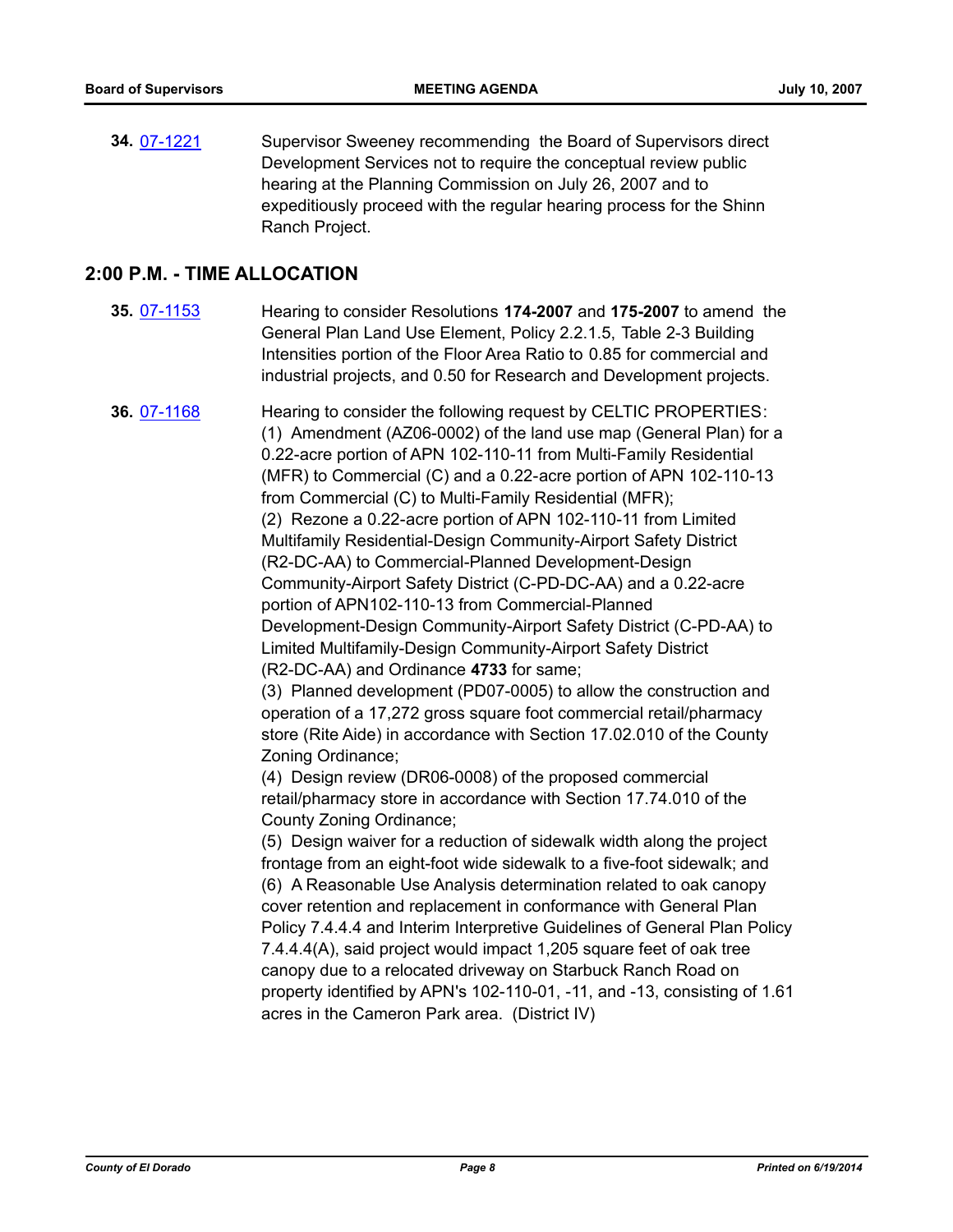**34.** 07-1221 Supervisor Sweeney recommending the Board of Supervisors direct Development Services not to require the conceptual review public hearing at the Planning Commission on July 26, 2007 and to expeditiously proceed with the regular hearing process for the Shinn Ranch Project.

## 2:00 P.M. - TIME ALLOCATION

**35.** 07-1153 Hearing to consider Resolutions **174-2007** and **175-2007** to amend the General Plan Land Use Element, Policy 2.2.1.5, Table 2-3 Building Intensities portion of the Floor Area Ratio to 0.85 for commercial and industrial projects, and 0.50 for Research and Development projects.

**36.** 07-1168 Hearing to consider the following request by CELTIC PROPERTIES:
(1) Amendment (AZ06-0002) of the land use map (General Plan) for a 0.22-acre portion of APN 102-110-11 from Multi-Family Residential (MFR) to Commercial (C) and a 0.22-acre portion of APN 102-110-13 from Commercial (C) to Multi-Family Residential (MFR);
(2) Rezone a 0.22-acre portion of APN 102-110-11 from Limited Multifamily Residential-Design Community-Airport Safety District (R2-DC-AA) to Commercial-Planned Development-Design Community-Airport Safety District (C-PD-DC-AA) and a 0.22-acre portion of APN102-110-13 from Commercial-Planned Development-Design Community-Airport Safety District (C-PD-AA) to Limited Multifamily-Design Community-Airport Safety District (R2-DC-AA) and Ordinance **4733** for same;
(3) Planned development (PD07-0005) to allow the construction and operation of a 17,272 gross square foot commercial retail/pharmacy store (Rite Aide) in accordance with Section 17.02.010 of the County Zoning Ordinance;
(4) Design review (DR06-0008) of the proposed commercial retail/pharmacy store in accordance with Section 17.74.010 of the County Zoning Ordinance;
(5) Design waiver for a reduction of sidewalk width along the project frontage from an eight-foot wide sidewalk to a five-foot sidewalk; and
(6) A Reasonable Use Analysis determination related to oak canopy cover retention and replacement in conformance with General Plan Policy 7.4.4.4 and Interim Interpretive Guidelines of General Plan Policy 7.4.4.4(A), said project would impact 1,205 square feet of oak tree canopy due to a relocated driveway on Starbuck Ranch Road on property identified by APN's 102-110-01, -11, and -13, consisting of 1.61 acres in the Cameron Park area. (District IV)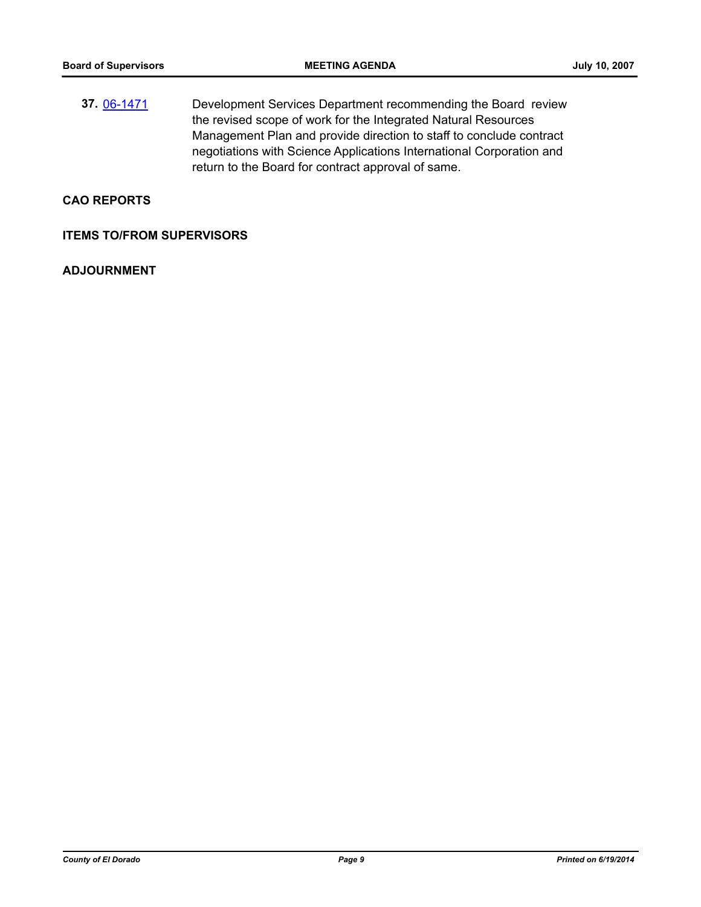**37.** 06-1471 Development Services Department recommending the Board review the revised scope of work for the Integrated Natural Resources Management Plan and provide direction to staff to conclude contract negotiations with Science Applications International Corporation and return to the Board for contract approval of same.

## CAO REPORTS

## ITEMS TO/FROM SUPERVISORS

## ADJOURNMENT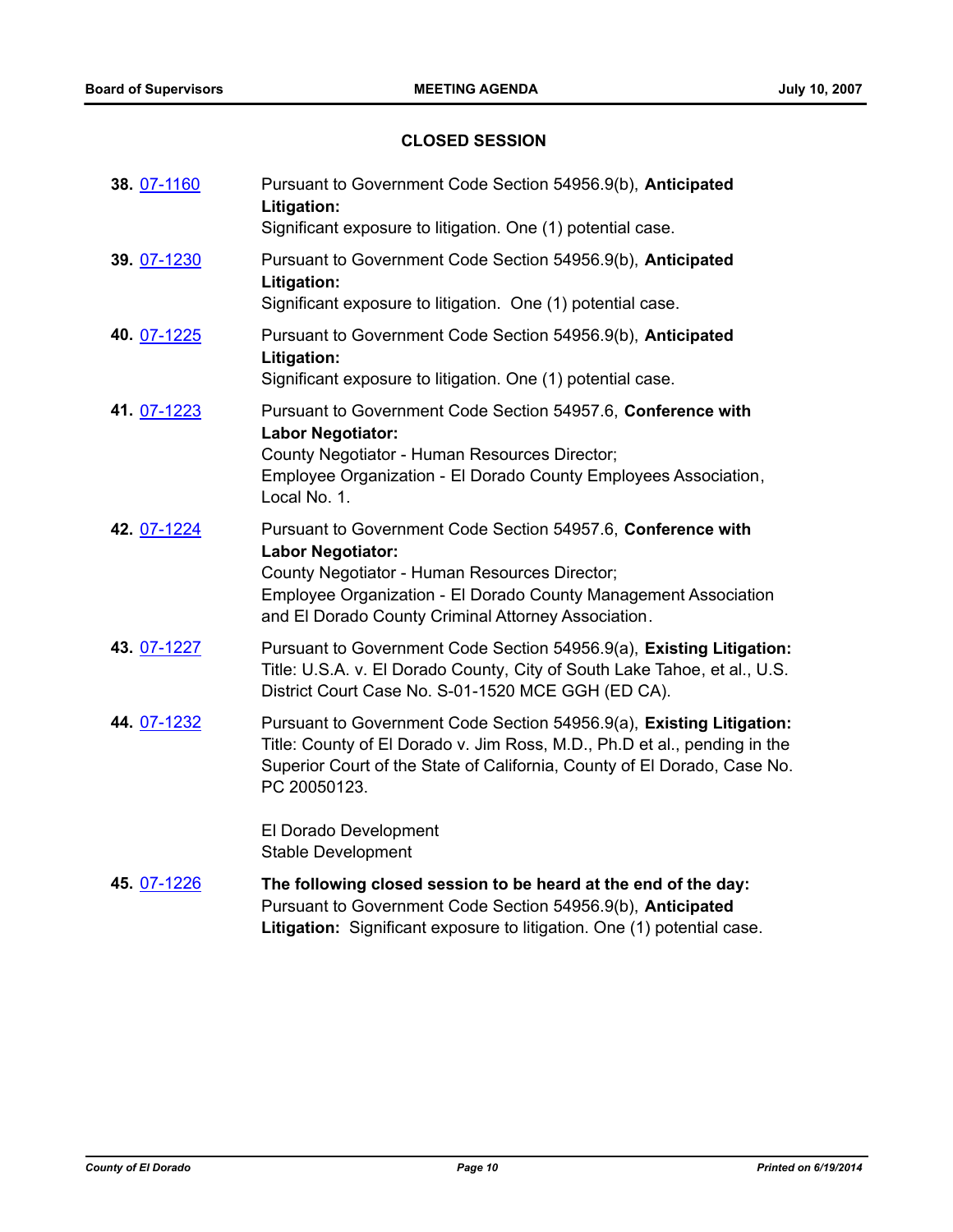## CLOSED SESSION

**38.** 07-1160 Pursuant to Government Code Section 54956.9(b), **Anticipated Litigation:**
Significant exposure to litigation. One (1) potential case.

**39.** 07-1230 Pursuant to Government Code Section 54956.9(b), **Anticipated Litigation:**
Significant exposure to litigation. One (1) potential case.

**40.** 07-1225 Pursuant to Government Code Section 54956.9(b), **Anticipated Litigation:**
Significant exposure to litigation. One (1) potential case.

**41.** 07-1223 Pursuant to Government Code Section 54957.6, **Conference with Labor Negotiator:**
County Negotiator - Human Resources Director;
Employee Organization - El Dorado County Employees Association, Local No. 1.

**42.** 07-1224 Pursuant to Government Code Section 54957.6, **Conference with Labor Negotiator:**
County Negotiator - Human Resources Director;
Employee Organization - El Dorado County Management Association and El Dorado County Criminal Attorney Association.

**43.** 07-1227 Pursuant to Government Code Section 54956.9(a), **Existing Litigation:**
Title: U.S.A. v. El Dorado County, City of South Lake Tahoe, et al., U.S. District Court Case No. S-01-1520 MCE GGH (ED CA).

**44.** 07-1232 Pursuant to Government Code Section 54956.9(a), **Existing Litigation:**
Title: County of El Dorado v. Jim Ross, M.D., Ph.D et al., pending in the Superior Court of the State of California, County of El Dorado, Case No. PC 20050123.

El Dorado Development
Stable Development

**45.** 07-1226 **The following closed session to be heard at the end of the day:**
Pursuant to Government Code Section 54956.9(b), **Anticipated Litigation:** Significant exposure to litigation. One (1) potential case.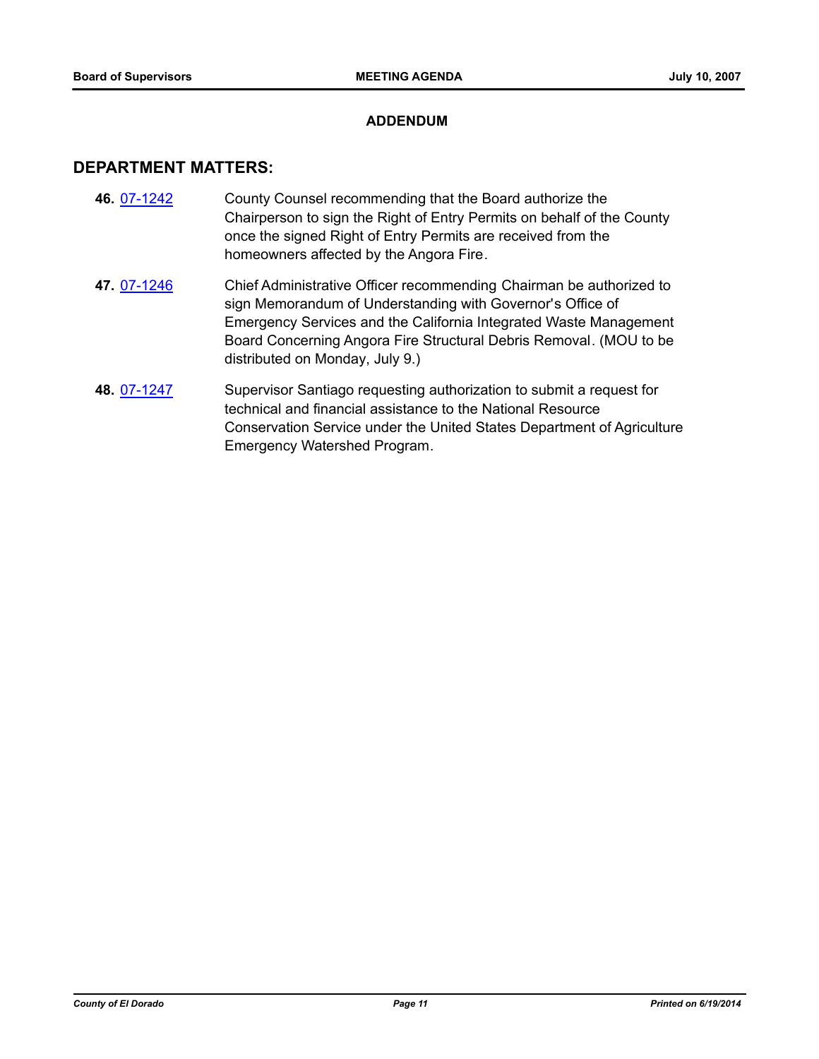**ADDENDUM**

## DEPARTMENT MATTERS:

**46.** 07-1242 County Counsel recommending that the Board authorize the Chairperson to sign the Right of Entry Permits on behalf of the County once the signed Right of Entry Permits are received from the homeowners affected by the Angora Fire.

**47.** 07-1246 Chief Administrative Officer recommending Chairman be authorized to sign Memorandum of Understanding with Governor's Office of Emergency Services and the California Integrated Waste Management Board Concerning Angora Fire Structural Debris Removal. (MOU to be distributed on Monday, July 9.)

**48.** 07-1247 Supervisor Santiago requesting authorization to submit a request for technical and financial assistance to the National Resource Conservation Service under the United States Department of Agriculture Emergency Watershed Program.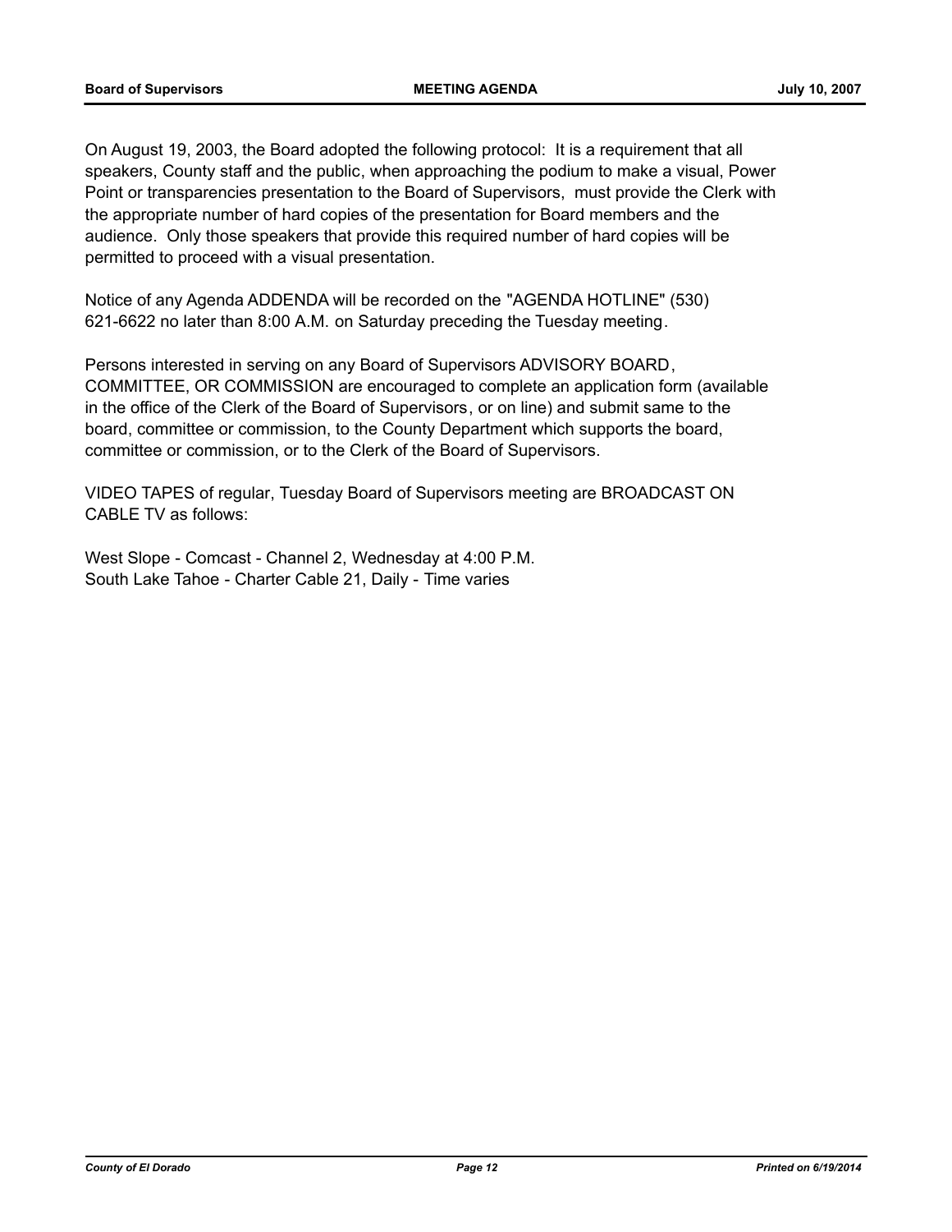On August 19, 2003, the Board adopted the following protocol: It is a requirement that all speakers, County staff and the public, when approaching the podium to make a visual, Power Point or transparencies presentation to the Board of Supervisors, must provide the Clerk with the appropriate number of hard copies of the presentation for Board members and the audience. Only those speakers that provide this required number of hard copies will be permitted to proceed with a visual presentation.

Notice of any Agenda ADDENDA will be recorded on the "AGENDA HOTLINE" (530) 621-6622 no later than 8:00 A.M. on Saturday preceding the Tuesday meeting.

Persons interested in serving on any Board of Supervisors ADVISORY BOARD, COMMITTEE, OR COMMISSION are encouraged to complete an application form (available in the office of the Clerk of the Board of Supervisors, or on line) and submit same to the board, committee or commission, to the County Department which supports the board, committee or commission, or to the Clerk of the Board of Supervisors.

VIDEO TAPES of regular, Tuesday Board of Supervisors meeting are BROADCAST ON CABLE TV as follows:

West Slope - Comcast - Channel 2, Wednesday at 4:00 P.M.
South Lake Tahoe - Charter Cable 21, Daily - Time varies